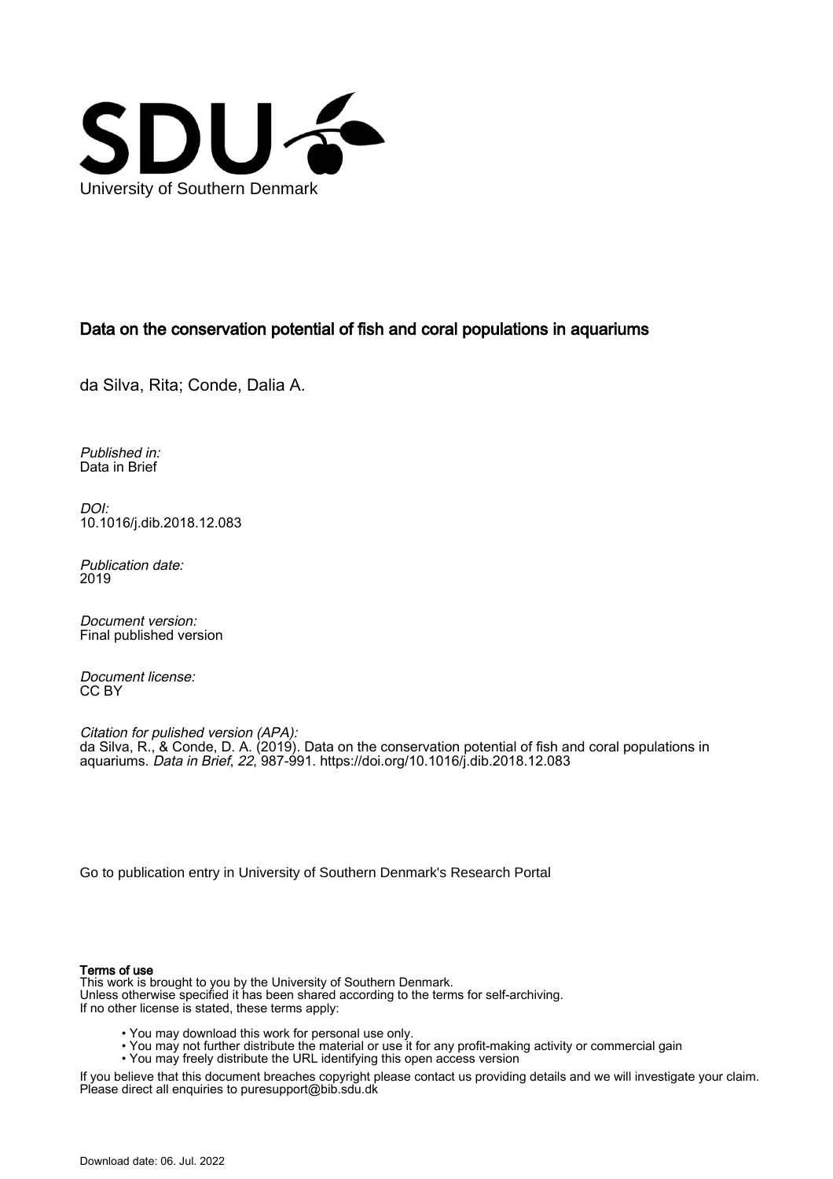University of Southern Denmark

## Data on the conservation potential of fish and coral populations in aquariums

da Silva, Rita; Conde, Dalia A.

*Published in:*
Data in Brief

*DOI:*
10.1016/j.dib.2018.12.083

*Publication date:*
2019

*Document version:*
Final published version

*Document license:*
CC BY

*Citation for pulished version (APA):*
da Silva, R., & Conde, D. A. (2019). Data on the conservation potential of fish and coral populations in aquariums. *Data in Brief*, *22*, 987-991. https://doi.org/10.1016/j.dib.2018.12.083

Go to publication entry in University of Southern Denmark's Research Portal

**Terms of use**

This work is brought to you by the University of Southern Denmark.
Unless otherwise specified it has been shared according to the terms for self-archiving.
If no other license is stated, these terms apply:

- You may download this work for personal use only.
- You may not further distribute the material or use it for any profit-making activity or commercial gain
- You may freely distribute the URL identifying this open access version

If you believe that this document breaches copyright please contact us providing details and we will investigate your claim.
Please direct all enquiries to puresupport@bib.sdu.dk

Download date: 06. Jul. 2022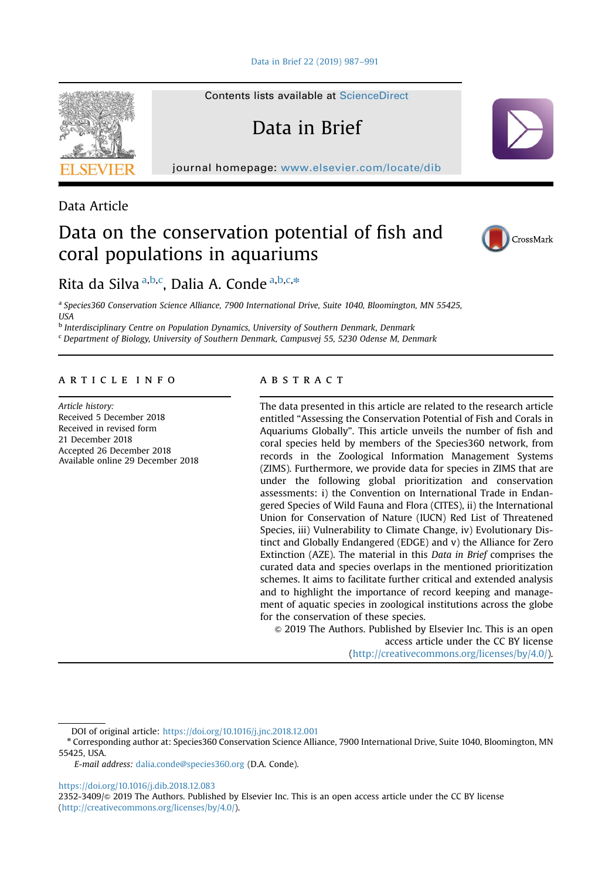Data Article

# Data on the conservation potential of fish and coral populations in aquariums

Rita da Silva [a,b,c], Dalia A. Conde [a,b,c,*]

[a] Species360 Conservation Science Alliance, 7900 International Drive, Suite 1040, Bloomington, MN 55425, USA

[b] Interdisciplinary Centre on Population Dynamics, University of Southern Denmark, Denmark

[c] Department of Biology, University of Southern Denmark, Campusvej 55, 5230 Odense M, Denmark

## ARTICLE INFO

*Article history:*
Received 5 December 2018
Received in revised form 21 December 2018
Accepted 26 December 2018
Available online 29 December 2018

## ABSTRACT

The data presented in this article are related to the research article entitled "Assessing the Conservation Potential of Fish and Corals in Aquariums Globally". This article unveils the number of fish and coral species held by members of the Species360 network, from records in the Zoological Information Management Systems (ZIMS). Furthermore, we provide data for species in ZIMS that are under the following global prioritization and conservation assessments: i) the Convention on International Trade in Endangered Species of Wild Fauna and Flora (CITES), ii) the International Union for Conservation of Nature (IUCN) Red List of Threatened Species, iii) Vulnerability to Climate Change, iv) Evolutionary Distinct and Globally Endangered (EDGE) and v) the Alliance for Zero Extinction (AZE). The material in this *Data in Brief* comprises the curated data and species overlaps in the mentioned prioritization schemes. It aims to facilitate further critical and extended analysis and to highlight the importance of record keeping and management of aquatic species in zoological institutions across the globe for the conservation of these species.

© 2019 The Authors. Published by Elsevier Inc. This is an open access article under the CC BY license (http://creativecommons.org/licenses/by/4.0/).

DOI of original article: https://doi.org/10.1016/j.jnc.2018.12.001

\* Corresponding author at: Species360 Conservation Science Alliance, 7900 International Drive, Suite 1040, Bloomington, MN 55425, USA.

*E-mail address:* dalia.conde@species360.org (D.A. Conde).

https://doi.org/10.1016/j.dib.2018.12.083

2352-3409/© 2019 The Authors. Published by Elsevier Inc. This is an open access article under the CC BY license (http://creativecommons.org/licenses/by/4.0/).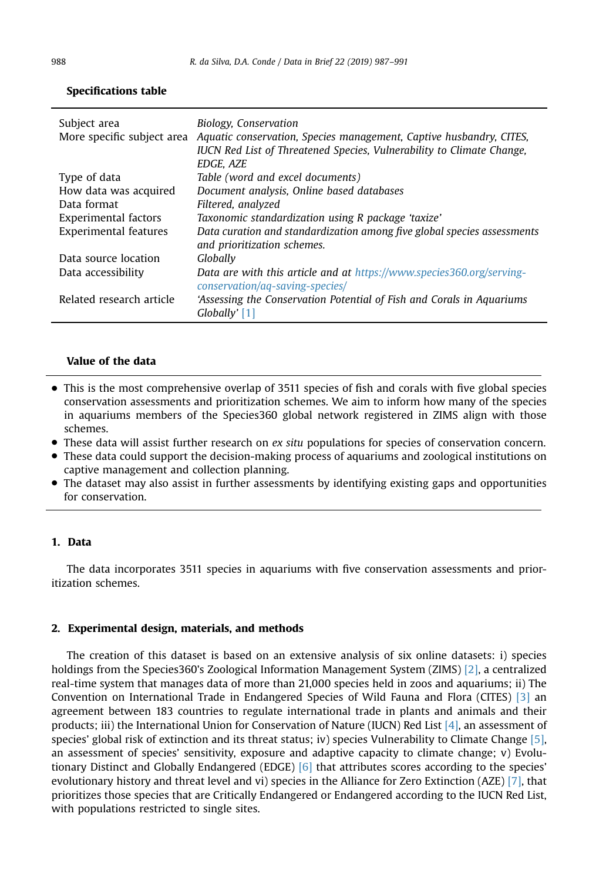**Specifications table**

| | |
|---|---|
| Subject area | *Biology, Conservation* |
| More specific subject area | *Aquatic conservation, Species management, Captive husbandry, CITES, IUCN Red List of Threatened Species, Vulnerability to Climate Change, EDGE, AZE* |
| Type of data | *Table (word and excel documents)* |
| How data was acquired | *Document analysis, Online based databases* |
| Data format | *Filtered, analyzed* |
| Experimental factors | *Taxonomic standardization using R package 'taxize'* |
| Experimental features | *Data curation and standardization among five global species assessments and prioritization schemes.* |
| Data source location | *Globally* |
| Data accessibility | *Data are with this article and at https://www.species360.org/serving-conservation/aq-saving-species/* |
| Related research article | *'Assessing the Conservation Potential of Fish and Corals in Aquariums Globally' [1]* |

**Value of the data**

- This is the most comprehensive overlap of 3511 species of fish and corals with five global species conservation assessments and prioritization schemes. We aim to inform how many of the species in aquariums members of the Species360 global network registered in ZIMS align with those schemes.
- These data will assist further research on *ex situ* populations for species of conservation concern.
- These data could support the decision-making process of aquariums and zoological institutions on captive management and collection planning.
- The dataset may also assist in further assessments by identifying existing gaps and opportunities for conservation.

## 1. Data

The data incorporates 3511 species in aquariums with five conservation assessments and prioritization schemes.

## 2. Experimental design, materials, and methods

The creation of this dataset is based on an extensive analysis of six online datasets: i) species holdings from the Species360's Zoological Information Management System (ZIMS) [2], a centralized real-time system that manages data of more than 21,000 species held in zoos and aquariums; ii) The Convention on International Trade in Endangered Species of Wild Fauna and Flora (CITES) [3] an agreement between 183 countries to regulate international trade in plants and animals and their products; iii) the International Union for Conservation of Nature (IUCN) Red List [4], an assessment of species' global risk of extinction and its threat status; iv) species Vulnerability to Climate Change [5], an assessment of species' sensitivity, exposure and adaptive capacity to climate change; v) Evolutionary Distinct and Globally Endangered (EDGE) [6] that attributes scores according to the species' evolutionary history and threat level and vi) species in the Alliance for Zero Extinction (AZE) [7], that prioritizes those species that are Critically Endangered or Endangered according to the IUCN Red List, with populations restricted to single sites.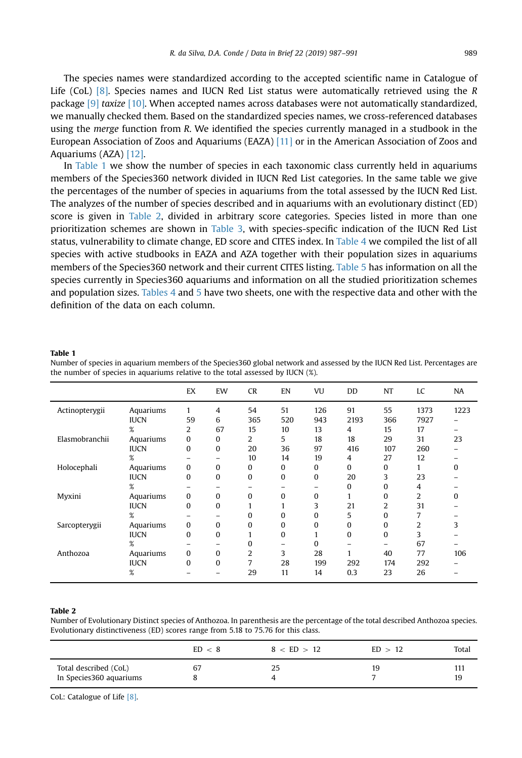The species names were standardized according to the accepted scientific name in Catalogue of Life (CoL) [8]. Species names and IUCN Red List status were automatically retrieved using the *R* package [9] *taxize* [10]. When accepted names across databases were not automatically standardized, we manually checked them. Based on the standardized species names, we cross-referenced databases using the *merge* function from *R*. We identified the species currently managed in a studbook in the European Association of Zoos and Aquariums (EAZA) [11] or in the American Association of Zoos and Aquariums (AZA) [12].

In Table 1 we show the number of species in each taxonomic class currently held in aquariums members of the Species360 network divided in IUCN Red List categories. In the same table we give the percentages of the number of species in aquariums from the total assessed by the IUCN Red List. The analyzes of the number of species described and in aquariums with an evolutionary distinct (ED) score is given in Table 2, divided in arbitrary score categories. Species listed in more than one prioritization schemes are shown in Table 3, with species-specific indication of the IUCN Red List status, vulnerability to climate change, ED score and CITES index. In Table 4 we compiled the list of all species with active studbooks in EAZA and AZA together with their population sizes in aquariums members of the Species360 network and their current CITES listing. Table 5 has information on all the species currently in Species360 aquariums and information on all the studied prioritization schemes and population sizes. Tables 4 and 5 have two sheets, one with the respective data and other with the definition of the data on each column.

**Table 1**
Number of species in aquarium members of the Species360 global network and assessed by the IUCN Red List. Percentages are the number of species in aquariums relative to the total assessed by IUCN (%).

| | | EX | EW | CR | EN | VU | DD | NT | LC | NA |
|---|---|---|---|---|---|---|---|---|---|---|
| Actinopterygii | Aquariums | 1 | 4 | 54 | 51 | 126 | 91 | 55 | 1373 | 1223 |
| | IUCN | 59 | 6 | 365 | 520 | 943 | 2193 | 366 | 7927 | – |
| | % | 2 | 67 | 15 | 10 | 13 | 4 | 15 | 17 | – |
| Elasmobranchii | Aquariums | 0 | 0 | 2 | 5 | 18 | 18 | 29 | 31 | 23 |
| | IUCN | 0 | 0 | 20 | 36 | 97 | 416 | 107 | 260 | – |
| | % | – | – | 10 | 14 | 19 | 4 | 27 | 12 | – |
| Holocephali | Aquariums | 0 | 0 | 0 | 0 | 0 | 0 | 0 | 1 | 0 |
| | IUCN | 0 | 0 | 0 | 0 | 0 | 20 | 3 | 23 | – |
| | % | – | – | – | – | – | 0 | 0 | 4 | – |
| Myxini | Aquariums | 0 | 0 | 0 | 0 | 0 | 1 | 0 | 2 | 0 |
| | IUCN | 0 | 0 | 1 | 1 | 3 | 21 | 2 | 31 | – |
| | % | – | – | 0 | 0 | 0 | 5 | 0 | 7 | – |
| Sarcopterygii | Aquariums | 0 | 0 | 0 | 0 | 0 | 0 | 0 | 2 | 3 |
| | IUCN | 0 | 0 | 1 | 0 | 1 | 0 | 0 | 3 | – |
| | % | – | – | 0 | – | 0 | – | – | 67 | – |
| Anthozoa | Aquariums | 0 | 0 | 2 | 3 | 28 | 1 | 40 | 77 | 106 |
| | IUCN | 0 | 0 | 7 | 28 | 199 | 292 | 174 | 292 | – |
| | % | – | – | 29 | 11 | 14 | 0.3 | 23 | 26 | – |

**Table 2**
Number of Evolutionary Distinct species of Anthozoa. In parenthesis are the percentage of the total described Anthozoa species. Evolutionary distinctiveness (ED) scores range from 5.18 to 75.76 for this class.

| | ED < 8 | 8 < ED > 12 | ED > 12 | Total |
|---|---|---|---|---|
| Total described (CoL) | 67 | 25 | 19 | 111 |
| In Species360 aquariums | 8 | 4 | 7 | 19 |

CoL: Catalogue of Life [8].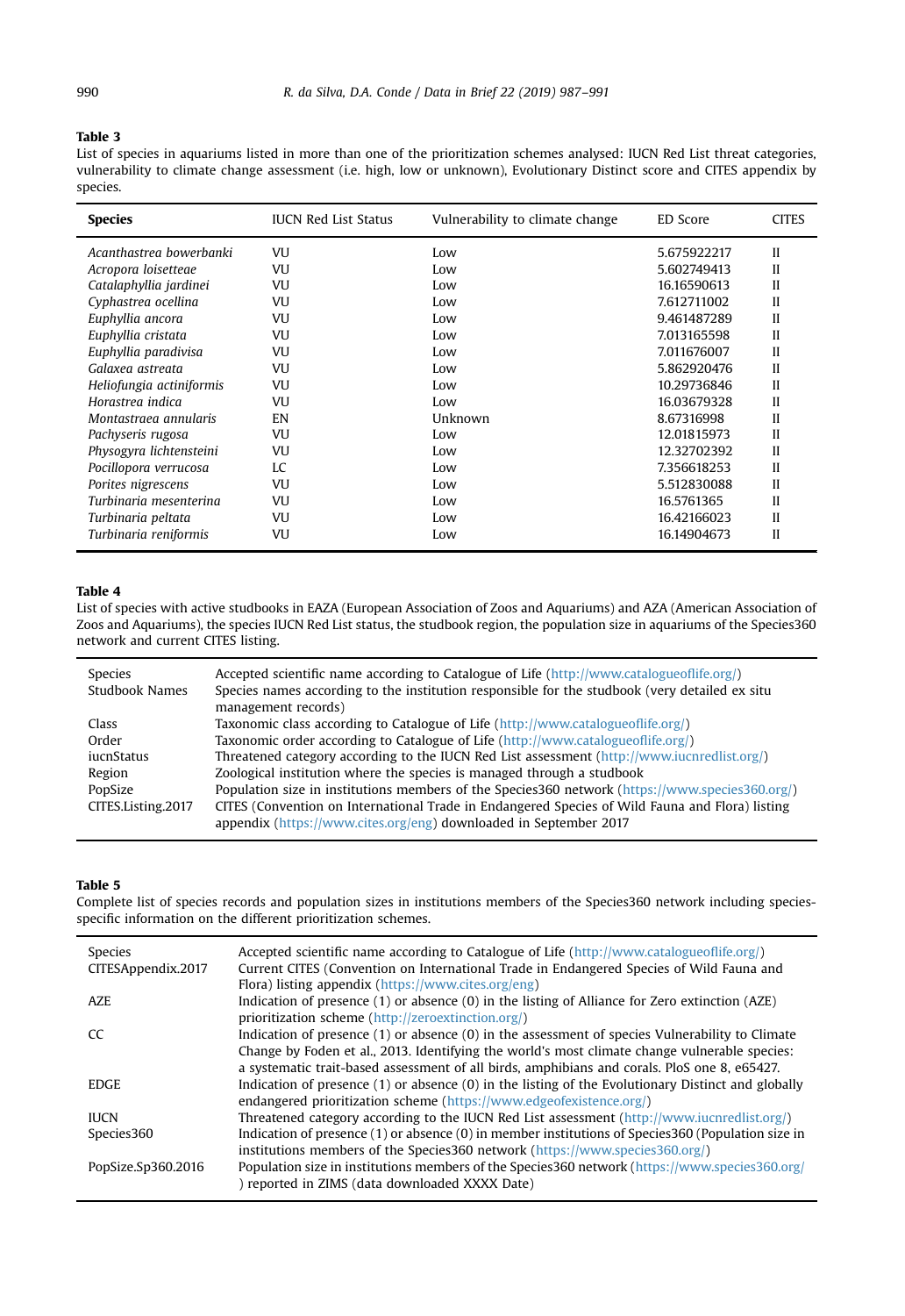**Table 3**

List of species in aquariums listed in more than one of the prioritization schemes analysed: IUCN Red List threat categories, vulnerability to climate change assessment (i.e. high, low or unknown), Evolutionary Distinct score and CITES appendix by species.

| Species | IUCN Red List Status | Vulnerability to climate change | ED Score | CITES |
|---|---|---|---|---|
| *Acanthastrea bowerbanki* | VU | Low | 5.675922217 | II |
| *Acropora loisetteae* | VU | Low | 5.602749413 | II |
| *Catalaphyllia jardinei* | VU | Low | 16.16590613 | II |
| *Cyphastrea ocellina* | VU | Low | 7.612711002 | II |
| *Euphyllia ancora* | VU | Low | 9.461487289 | II |
| *Euphyllia cristata* | VU | Low | 7.013165598 | II |
| *Euphyllia paradivisa* | VU | Low | 7.011676007 | II |
| *Galaxea astreata* | VU | Low | 5.862920476 | II |
| *Heliofungia actiniformis* | VU | Low | 10.29736846 | II |
| *Horastrea indica* | VU | Low | 16.03679328 | II |
| *Montastraea annularis* | EN | Unknown | 8.67316998 | II |
| *Pachyseris rugosa* | VU | Low | 12.01815973 | II |
| *Physogyra lichtensteini* | VU | Low | 12.32702392 | II |
| *Pocillopora verrucosa* | LC | Low | 7.356618253 | II |
| *Porites nigrescens* | VU | Low | 5.512830088 | II |
| *Turbinaria mesenterina* | VU | Low | 16.5761365 | II |
| *Turbinaria peltata* | VU | Low | 16.42166023 | II |
| *Turbinaria reniformis* | VU | Low | 16.14904673 | II |

**Table 4**

List of species with active studbooks in EAZA (European Association of Zoos and Aquariums) and AZA (American Association of Zoos and Aquariums), the species IUCN Red List status, the studbook region, the population size in aquariums of the Species360 network and current CITES listing.

| | |
|---|---|
| Species | Accepted scientific name according to Catalogue of Life (http://www.catalogueoflife.org/) |
| Studbook Names | Species names according to the institution responsible for the studbook (very detailed ex situ management records) |
| Class | Taxonomic class according to Catalogue of Life (http://www.catalogueoflife.org/) |
| Order | Taxonomic order according to Catalogue of Life (http://www.catalogueoflife.org/) |
| iucnStatus | Threatened category according to the IUCN Red List assessment (http://www.iucnredlist.org/) |
| Region | Zoological institution where the species is managed through a studbook |
| PopSize | Population size in institutions members of the Species360 network (https://www.species360.org/) |
| CITES.Listing.2017 | CITES (Convention on International Trade in Endangered Species of Wild Fauna and Flora) listing appendix (https://www.cites.org/eng) downloaded in September 2017 |

**Table 5**

Complete list of species records and population sizes in institutions members of the Species360 network including species-specific information on the different prioritization schemes.

| | |
|---|---|
| Species | Accepted scientific name according to Catalogue of Life (http://www.catalogueoflife.org/) |
| CITESAppendix.2017 | Current CITES (Convention on International Trade in Endangered Species of Wild Fauna and Flora) listing appendix (https://www.cites.org/eng) |
| AZE | Indication of presence (1) or absence (0) in the listing of Alliance for Zero extinction (AZE) prioritization scheme (http://zeroextinction.org/) |
| CC | Indication of presence (1) or absence (0) in the assessment of species Vulnerability to Climate Change by Foden et al., 2013. Identifying the world's most climate change vulnerable species: a systematic trait-based assessment of all birds, amphibians and corals. PloS one 8, e65427. |
| EDGE | Indication of presence (1) or absence (0) in the listing of the Evolutionary Distinct and globally endangered prioritization scheme (https://www.edgeofexistence.org/) |
| IUCN | Threatened category according to the IUCN Red List assessment (http://www.iucnredlist.org/) |
| Species360 | Indication of presence (1) or absence (0) in member institutions of Species360 (Population size in institutions members of the Species360 network (https://www.species360.org/) |
| PopSize.Sp360.2016 | Population size in institutions members of the Species360 network (https://www.species360.org/) reported in ZIMS (data downloaded XXXX Date) |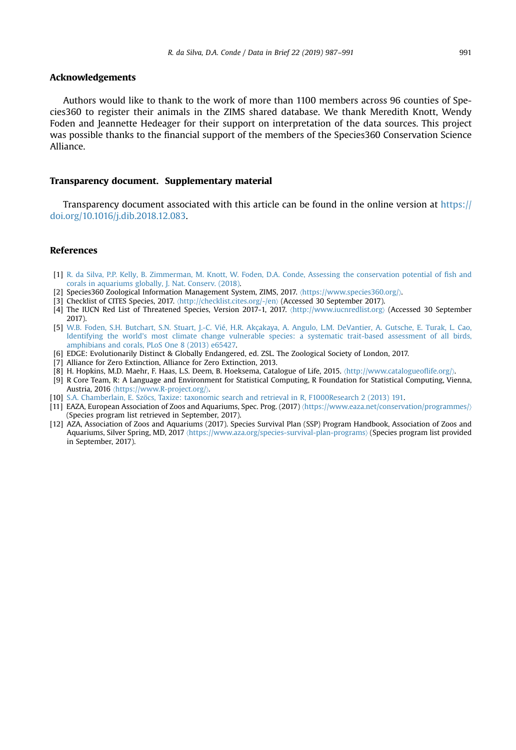## Acknowledgements

Authors would like to thank to the work of more than 1100 members across 96 counties of Species360 to register their animals in the ZIMS shared database. We thank Meredith Knott, Wendy Foden and Jeannette Hedeager for their support on interpretation of the data sources. This project was possible thanks to the financial support of the members of the Species360 Conservation Science Alliance.

## Transparency document. Supplementary material

Transparency document associated with this article can be found in the online version at https://doi.org/10.1016/j.dib.2018.12.083.

## References

[1] R. da Silva, P.P. Kelly, B. Zimmerman, M. Knott, W. Foden, D.A. Conde, Assessing the conservation potential of fish and corals in aquariums globally, J. Nat. Conserv. (2018).

[2] Species360 Zoological Information Management System, ZIMS, 2017. ⟨https://www.species360.org/⟩.

[3] Checklist of CITES Species, 2017. ⟨http://checklist.cites.org/-/en⟩ (Accessed 30 September 2017).

[4] The IUCN Red List of Threatened Species, Version 2017-1, 2017. ⟨http://www.iucnredlist.org⟩ (Accessed 30 September 2017).

[5] W.B. Foden, S.H. Butchart, S.N. Stuart, J.-C. Vié, H.R. Akçakaya, A. Angulo, L.M. DeVantier, A. Gutsche, E. Turak, L. Cao, Identifying the world's most climate change vulnerable species: a systematic trait-based assessment of all birds, amphibians and corals, PLoS One 8 (2013) e65427.

[6] EDGE: Evolutionarily Distinct & Globally Endangered, ed. ZSL. The Zoological Society of London, 2017.

[7] Alliance for Zero Extinction, Alliance for Zero Extinction, 2013.

[8] H. Hopkins, M.D. Maehr, F. Haas, L.S. Deem, B. Hoeksema, Catalogue of Life, 2015. ⟨http://www.catalogueoflife.org/⟩.

[9] R Core Team, R: A Language and Environment for Statistical Computing, R Foundation for Statistical Computing, Vienna, Austria, 2016 ⟨https://www.R-project.org/⟩.

[10] S.A. Chamberlain, E. Szöcs, Taxize: taxonomic search and retrieval in R, F1000Research 2 (2013) 191.

[11] EAZA, European Association of Zoos and Aquariums, Spec. Prog. (2017) ⟨https://www.eaza.net/conservation/programmes/⟩ (Species program list retrieved in September, 2017).

[12] AZA, Association of Zoos and Aquariums (2017). Species Survival Plan (SSP) Program Handbook, Association of Zoos and Aquariums, Silver Spring, MD, 2017 ⟨https://www.aza.org/species-survival-plan-programs⟩ (Species program list provided in September, 2017).